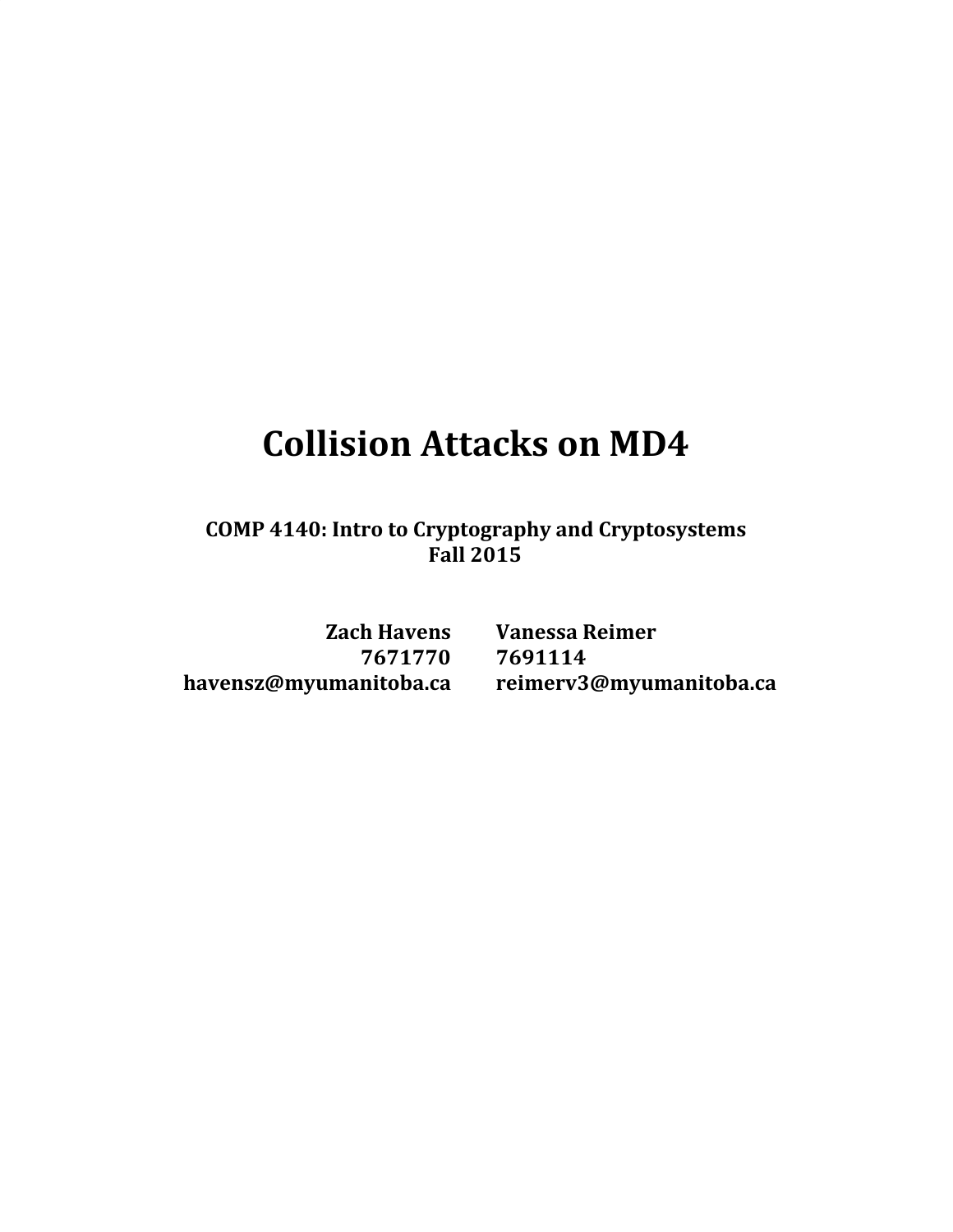# Collision Attacks on MD4

**COMP 4140: Intro to Cryptography and Cryptosystems**
**Fall 2015**

| **Zach Havens** | **Vanessa Reimer** |
| --- | --- |
| **7671770** | **7691114** |
| **havensz@myumanitoba.ca** | **reimerv3@myumanitoba.ca** |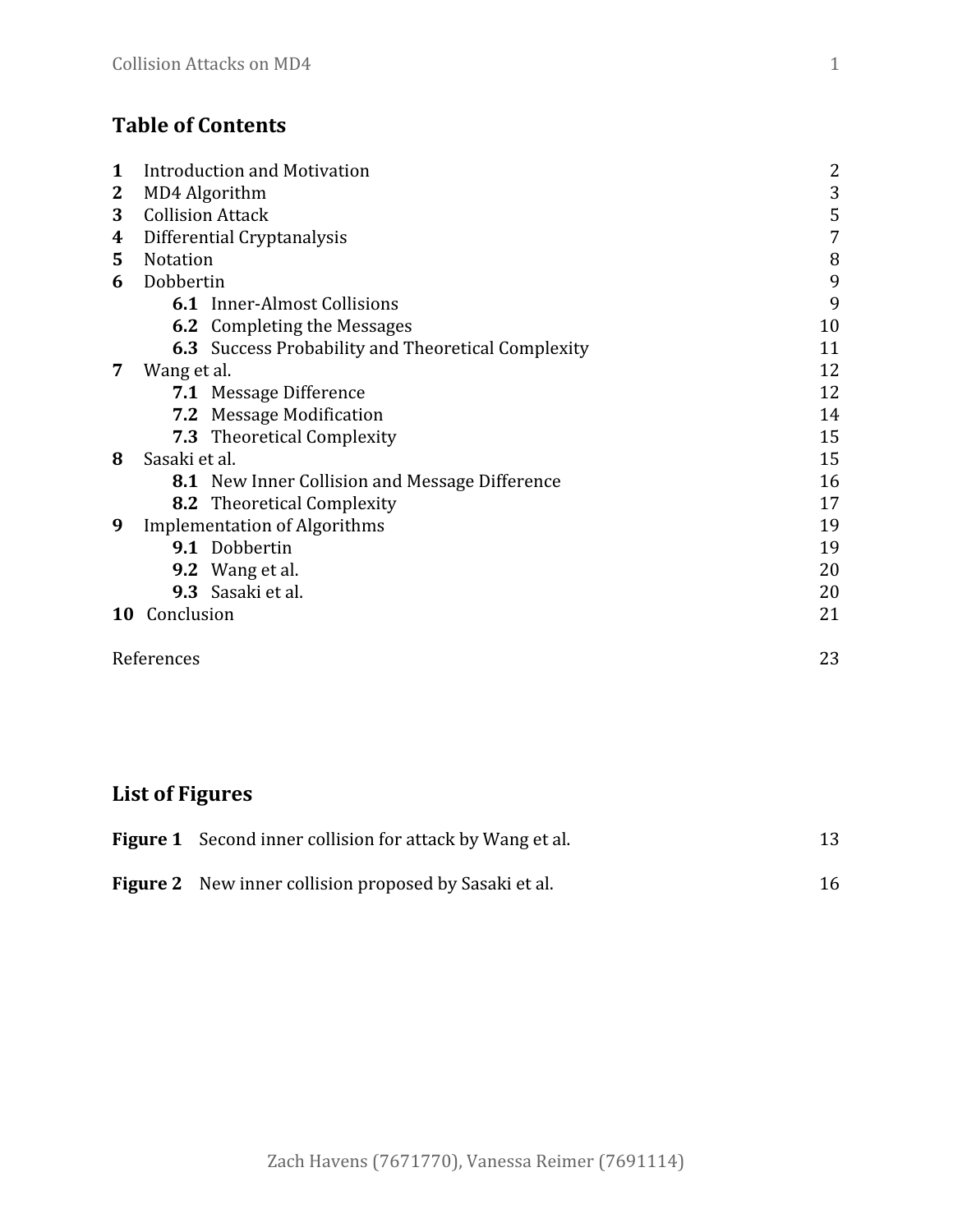## Table of Contents

| | | |
|---|---|---|
| **1** | Introduction and Motivation | 2 |
| **2** | MD4 Algorithm | 3 |
| **3** | Collision Attack | 5 |
| **4** | Differential Cryptanalysis | 7 |
| **5** | Notation | 8 |
| **6** | Dobbertin | 9 |
| | **6.1** Inner-Almost Collisions | 9 |
| | **6.2** Completing the Messages | 10 |
| | **6.3** Success Probability and Theoretical Complexity | 11 |
| **7** | Wang et al. | 12 |
| | **7.1** Message Difference | 12 |
| | **7.2** Message Modification | 14 |
| | **7.3** Theoretical Complexity | 15 |
| **8** | Sasaki et al. | 15 |
| | **8.1** New Inner Collision and Message Difference | 16 |
| | **8.2** Theoretical Complexity | 17 |
| **9** | Implementation of Algorithms | 19 |
| | **9.1** Dobbertin | 19 |
| | **9.2** Wang et al. | 20 |
| | **9.3** Sasaki et al. | 20 |
| **10** | Conclusion | 21 |

References 23

## List of Figures

| | | |
|---|---|---|
| **Figure 1** | Second inner collision for attack by Wang et al. | 13 |
| **Figure 2** | New inner collision proposed by Sasaki et al. | 16 |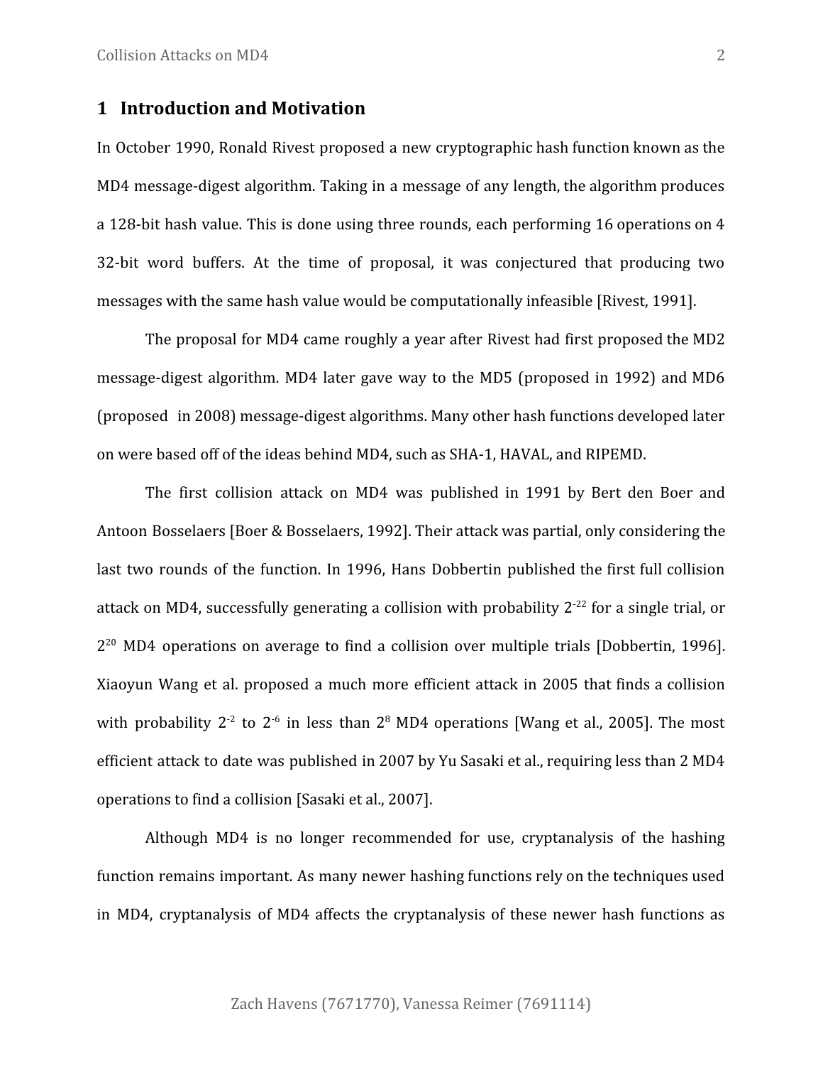# 1 Introduction and Motivation

In October 1990, Ronald Rivest proposed a new cryptographic hash function known as the MD4 message-digest algorithm. Taking in a message of any length, the algorithm produces a 128-bit hash value. This is done using three rounds, each performing 16 operations on 4 32-bit word buffers. At the time of proposal, it was conjectured that producing two messages with the same hash value would be computationally infeasible [Rivest, 1991].

The proposal for MD4 came roughly a year after Rivest had first proposed the MD2 message-digest algorithm. MD4 later gave way to the MD5 (proposed in 1992) and MD6 (proposed in 2008) message-digest algorithms. Many other hash functions developed later on were based off of the ideas behind MD4, such as SHA-1, HAVAL, and RIPEMD.

The first collision attack on MD4 was published in 1991 by Bert den Boer and Antoon Bosselaers [Boer & Bosselaers, 1992]. Their attack was partial, only considering the last two rounds of the function. In 1996, Hans Dobbertin published the first full collision attack on MD4, successfully generating a collision with probability $2^{-22}$ for a single trial, or $2^{20}$ MD4 operations on average to find a collision over multiple trials [Dobbertin, 1996]. Xiaoyun Wang et al. proposed a much more efficient attack in 2005 that finds a collision with probability $2^{-2}$ to $2^{-6}$ in less than $2^{8}$ MD4 operations [Wang et al., 2005]. The most efficient attack to date was published in 2007 by Yu Sasaki et al., requiring less than 2 MD4 operations to find a collision [Sasaki et al., 2007].

Although MD4 is no longer recommended for use, cryptanalysis of the hashing function remains important. As many newer hashing functions rely on the techniques used in MD4, cryptanalysis of MD4 affects the cryptanalysis of these newer hash functions as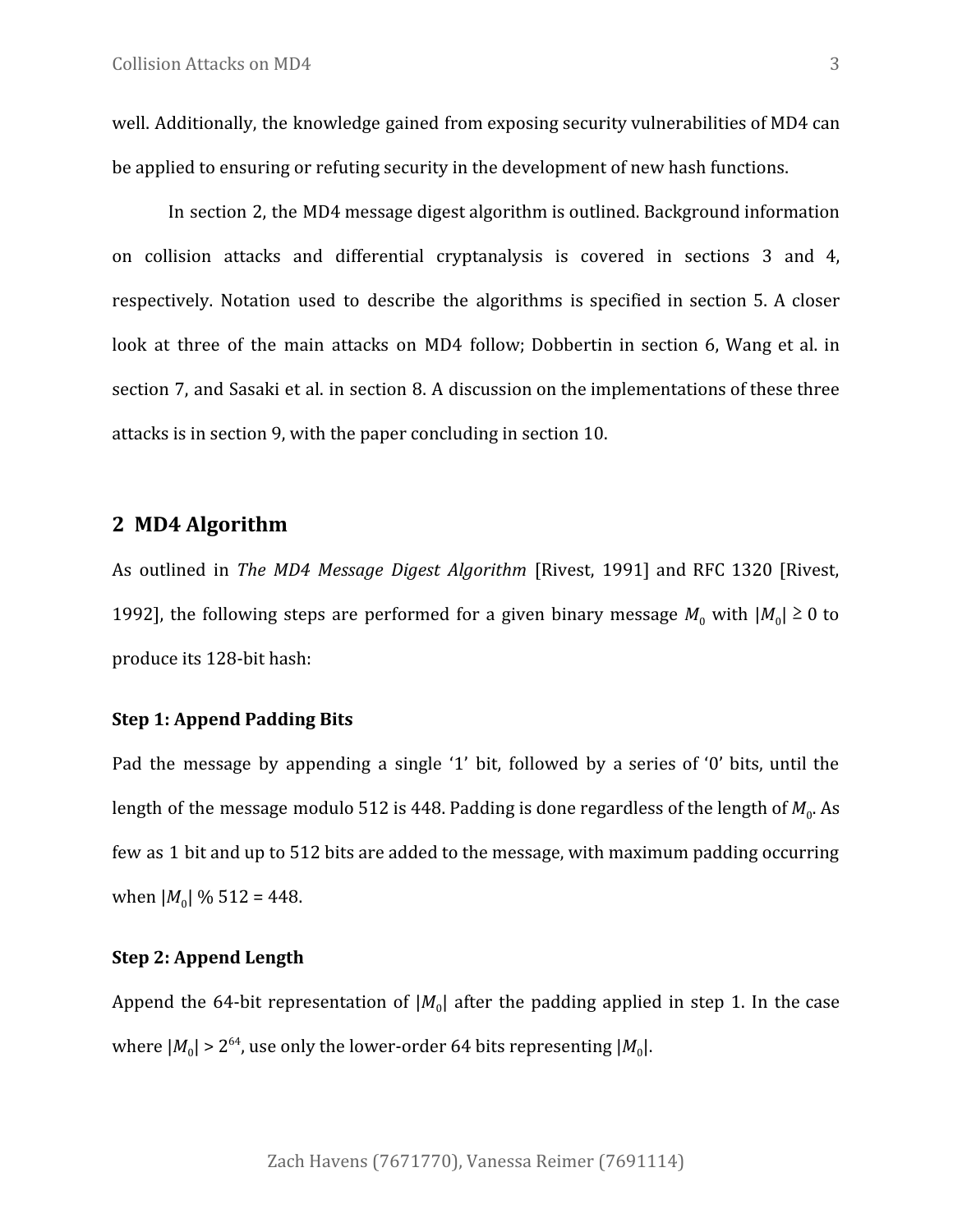well. Additionally, the knowledge gained from exposing security vulnerabilities of MD4 can be applied to ensuring or refuting security in the development of new hash functions.

In section 2, the MD4 message digest algorithm is outlined. Background information on collision attacks and differential cryptanalysis is covered in sections 3 and 4, respectively. Notation used to describe the algorithms is specified in section 5. A closer look at three of the main attacks on MD4 follow; Dobbertin in section 6, Wang et al. in section 7, and Sasaki et al. in section 8. A discussion on the implementations of these three attacks is in section 9, with the paper concluding in section 10.

## 2 MD4 Algorithm

As outlined in *The MD4 Message Digest Algorithm* [Rivest, 1991] and RFC 1320 [Rivest, 1992], the following steps are performed for a given binary message $M_0$ with $|M_0| \geq 0$ to produce its 128-bit hash:

**Step 1: Append Padding Bits**

Pad the message by appending a single '1' bit, followed by a series of '0' bits, until the length of the message modulo 512 is 448. Padding is done regardless of the length of $M_0$. As few as 1 bit and up to 512 bits are added to the message, with maximum padding occurring when $|M_0|$ % 512 = 448.

**Step 2: Append Length**

Append the 64-bit representation of $|M_0|$ after the padding applied in step 1. In the case where $|M_0| > 2^{64}$, use only the lower-order 64 bits representing $|M_0|$.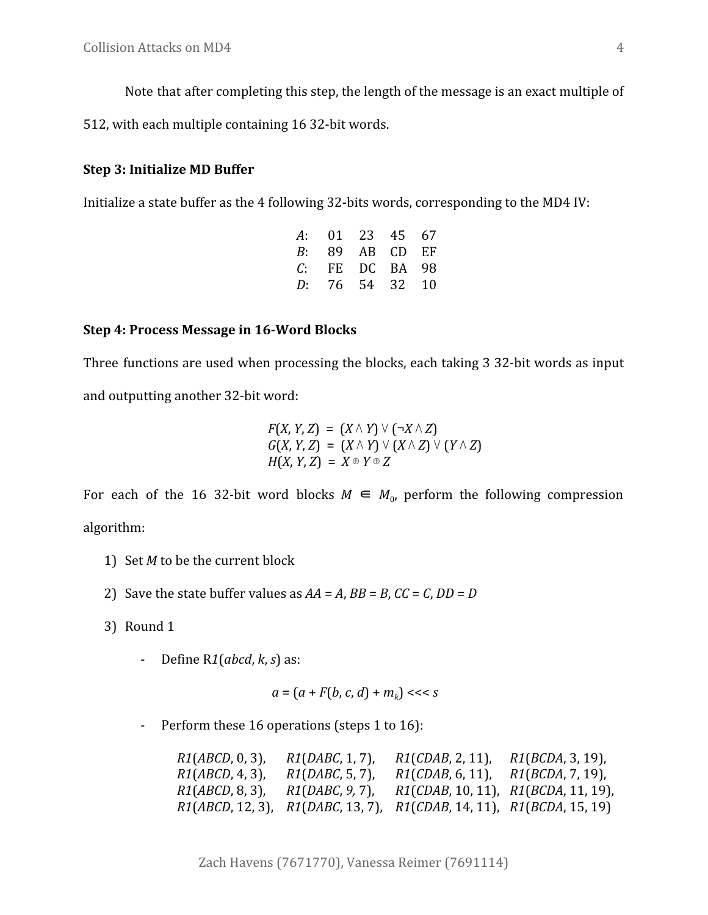Note that after completing this step, the length of the message is an exact multiple of 512, with each multiple containing 16 32-bit words.

**Step 3: Initialize MD Buffer**

Initialize a state buffer as the 4 following 32-bits words, corresponding to the MD4 IV:

| | | | | |
|---|---|---|---|---|
| $A$: | 01 | 23 | 45 | 67 |
| $B$: | 89 | AB | CD | EF |
| $C$: | FE | DC | BA | 98 |
| $D$: | 76 | 54 | 32 | 10 |

**Step 4: Process Message in 16-Word Blocks**

Three functions are used when processing the blocks, each taking 3 32-bit words as input and outputting another 32-bit word:

$$F(X, Y, Z) = (X \land Y) \lor (\neg X \land Z)$$
$$G(X, Y, Z) = (X \land Y) \lor (X \land Z) \lor (Y \land Z)$$
$$H(X, Y, Z) = X \oplus Y \oplus Z$$

For each of the 16 32-bit word blocks $M \in M_0$, perform the following compression algorithm:

1) Set $M$ to be the current block
2) Save the state buffer values as $AA = A$, $BB = B$, $CC = C$, $DD = D$
3) Round 1
   - Define R$1(abcd, k, s)$ as:

     $$a = (a + F(b, c, d) + m_k) \lll s$$

   - Perform these 16 operations (steps 1 to 16):

| | | | |
|---|---|---|---|
| $R1(ABCD, 0, 3)$, | $R1(DABC, 1, 7)$, | $R1(CDAB, 2, 11)$, | $R1(BCDA, 3, 19)$, |
| $R1(ABCD, 4, 3)$, | $R1(DABC, 5, 7)$, | $R1(CDAB, 6, 11)$, | $R1(BCDA, 7, 19)$, |
| $R1(ABCD, 8, 3)$, | $R1(DABC, 9, 7)$, | $R1(CDAB, 10, 11)$, | $R1(BCDA, 11, 19)$, |
| $R1(ABCD, 12, 3)$, | $R1(DABC, 13, 7)$, | $R1(CDAB, 14, 11)$, | $R1(BCDA, 15, 19)$ |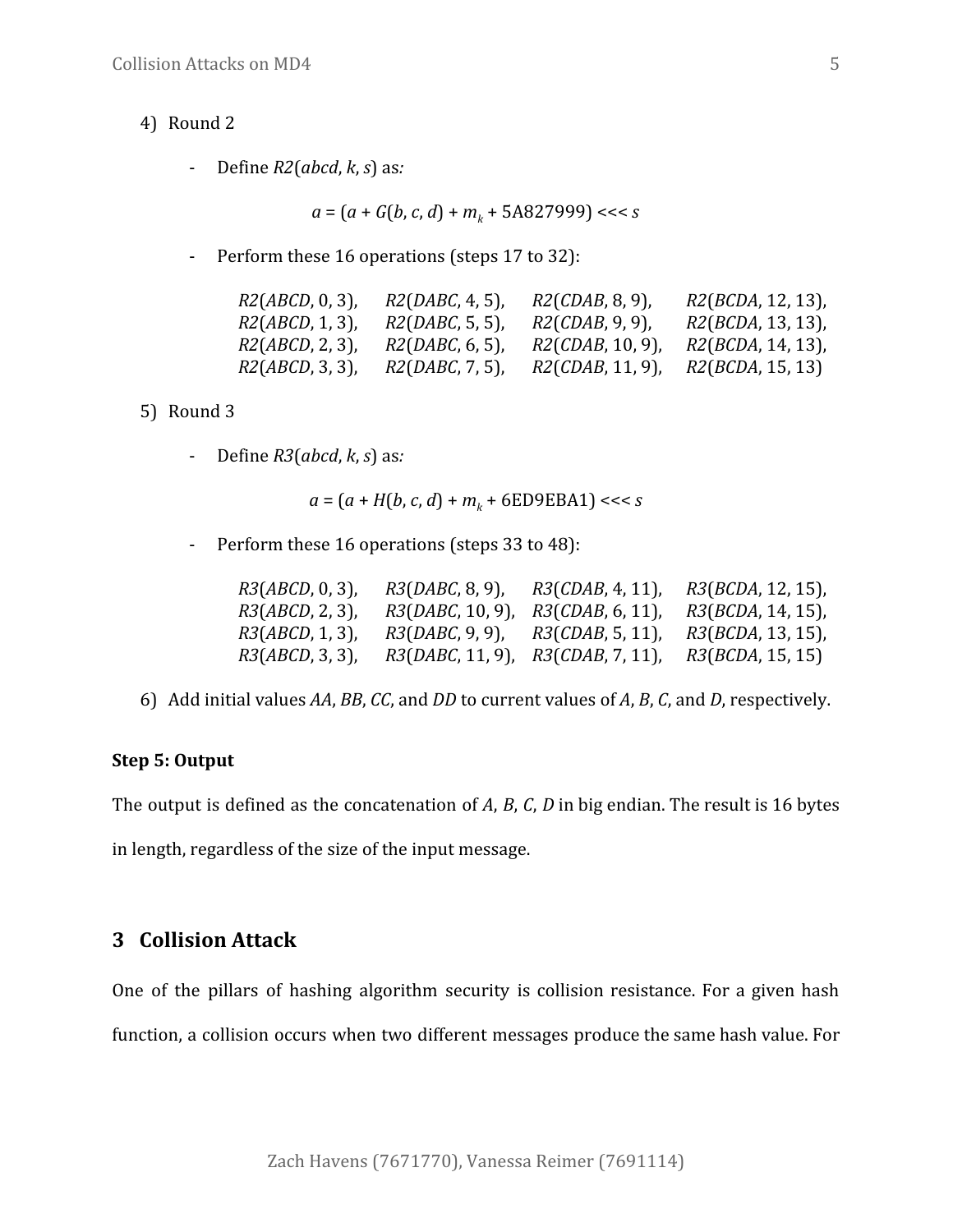4) Round 2

- Define *R2*(*abcd*, *k*, *s*) as:

$$a = (a + G(b, c, d) + m_k + 5A827999) <<< s$$

- Perform these 16 operations (steps 17 to 32):

| | | | |
|---|---|---|---|
| *R2*(*ABCD*, 0, 3), | *R2*(*DABC*, 4, 5), | *R2*(*CDAB*, 8, 9), | *R2*(*BCDA*, 12, 13), |
| *R2*(*ABCD*, 1, 3), | *R2*(*DABC*, 5, 5), | *R2*(*CDAB*, 9, 9), | *R2*(*BCDA*, 13, 13), |
| *R2*(*ABCD*, 2, 3), | *R2*(*DABC*, 6, 5), | *R2*(*CDAB*, 10, 9), | *R2*(*BCDA*, 14, 13), |
| *R2*(*ABCD*, 3, 3), | *R2*(*DABC*, 7, 5), | *R2*(*CDAB*, 11, 9), | *R2*(*BCDA*, 15, 13) |

5) Round 3

- Define *R3*(*abcd*, *k*, *s*) as:

$$a = (a + H(b, c, d) + m_k + 6ED9EBA1) <<< s$$

- Perform these 16 operations (steps 33 to 48):

| | | | |
|---|---|---|---|
| *R3*(*ABCD*, 0, 3), | *R3*(*DABC*, 8, 9), | *R3*(*CDAB*, 4, 11), | *R3*(*BCDA*, 12, 15), |
| *R3*(*ABCD*, 2, 3), | *R3*(*DABC*, 10, 9), | *R3*(*CDAB*, 6, 11), | *R3*(*BCDA*, 14, 15), |
| *R3*(*ABCD*, 1, 3), | *R3*(*DABC*, 9, 9), | *R3*(*CDAB*, 5, 11), | *R3*(*BCDA*, 13, 15), |
| *R3*(*ABCD*, 3, 3), | *R3*(*DABC*, 11, 9), | *R3*(*CDAB*, 7, 11), | *R3*(*BCDA*, 15, 15) |

6) Add initial values *AA*, *BB*, *CC*, and *DD* to current values of *A*, *B*, *C*, and *D*, respectively.

**Step 5: Output**

The output is defined as the concatenation of *A*, *B*, *C*, *D* in big endian. The result is 16 bytes in length, regardless of the size of the input message.

## 3 Collision Attack

One of the pillars of hashing algorithm security is collision resistance. For a given hash function, a collision occurs when two different messages produce the same hash value. For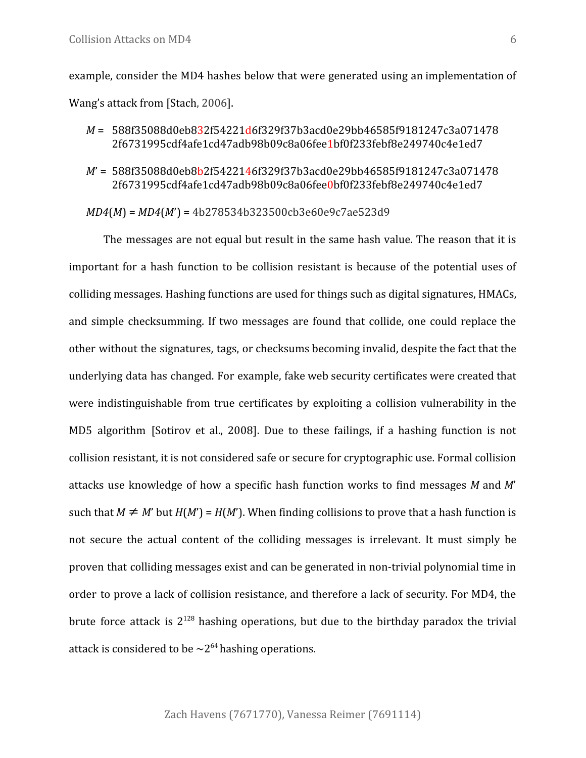example, consider the MD4 hashes below that were generated using an implementation of Wang's attack from [Stach, 2006].

$M$ = 588f35088d0eb832f54221d6f329f37b3acd0e29bb46585f9181247c3a071478 2f6731995cdf4afe1cd47adb98b09c8a06fee1bf0f233febf8e249740c4e1ed7

$M'$ = 588f35088d0eb8b2f5422146f329f37b3acd0e29bb46585f9181247c3a071478 2f6731995cdf4afe1cd47adb98b09c8a06fee0bf0f233febf8e249740c4e1ed7

$MD4(M) = MD4(M')$ = 4b278534b323500cb3e60e9c7ae523d9

The messages are not equal but result in the same hash value. The reason that it is important for a hash function to be collision resistant is because of the potential uses of colliding messages. Hashing functions are used for things such as digital signatures, HMACs, and simple checksumming. If two messages are found that collide, one could replace the other without the signatures, tags, or checksums becoming invalid, despite the fact that the underlying data has changed. For example, fake web security certificates were created that were indistinguishable from true certificates by exploiting a collision vulnerability in the MD5 algorithm [Sotirov et al., 2008]. Due to these failings, if a hashing function is not collision resistant, it is not considered safe or secure for cryptographic use. Formal collision attacks use knowledge of how a specific hash function works to find messages $M$ and $M'$ such that $M \neq M'$ but $H(M') = H(M')$. When finding collisions to prove that a hash function is not secure the actual content of the colliding messages is irrelevant. It must simply be proven that colliding messages exist and can be generated in non-trivial polynomial time in order to prove a lack of collision resistance, and therefore a lack of security. For MD4, the brute force attack is $2^{128}$ hashing operations, but due to the birthday paradox the trivial attack is considered to be $\sim 2^{64}$ hashing operations.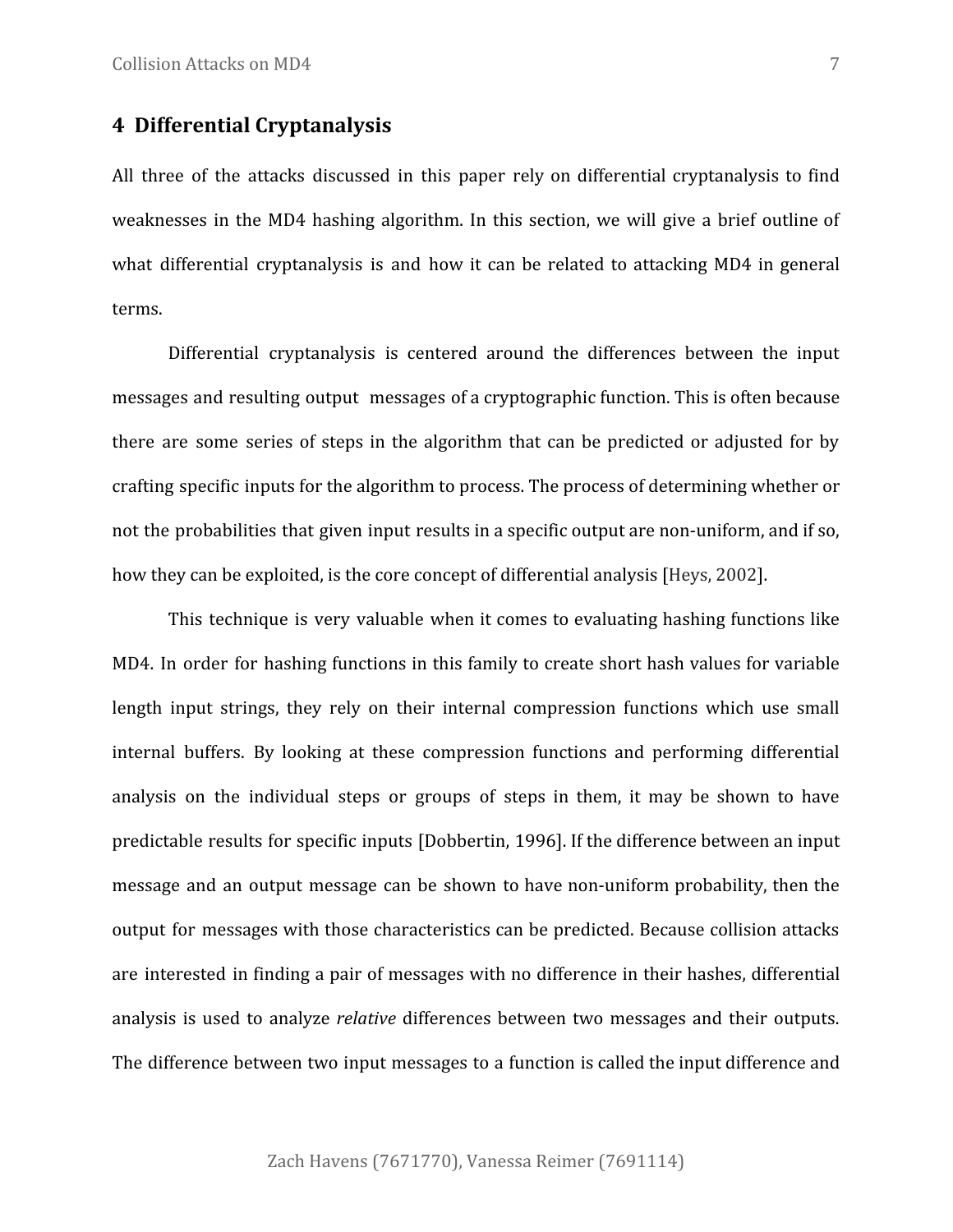## 4 Differential Cryptanalysis

All three of the attacks discussed in this paper rely on differential cryptanalysis to find weaknesses in the MD4 hashing algorithm. In this section, we will give a brief outline of what differential cryptanalysis is and how it can be related to attacking MD4 in general terms.

Differential cryptanalysis is centered around the differences between the input messages and resulting output messages of a cryptographic function. This is often because there are some series of steps in the algorithm that can be predicted or adjusted for by crafting specific inputs for the algorithm to process. The process of determining whether or not the probabilities that given input results in a specific output are non-uniform, and if so, how they can be exploited, is the core concept of differential analysis [Heys, 2002].

This technique is very valuable when it comes to evaluating hashing functions like MD4. In order for hashing functions in this family to create short hash values for variable length input strings, they rely on their internal compression functions which use small internal buffers. By looking at these compression functions and performing differential analysis on the individual steps or groups of steps in them, it may be shown to have predictable results for specific inputs [Dobbertin, 1996]. If the difference between an input message and an output message can be shown to have non-uniform probability, then the output for messages with those characteristics can be predicted. Because collision attacks are interested in finding a pair of messages with no difference in their hashes, differential analysis is used to analyze *relative* differences between two messages and their outputs. The difference between two input messages to a function is called the input difference and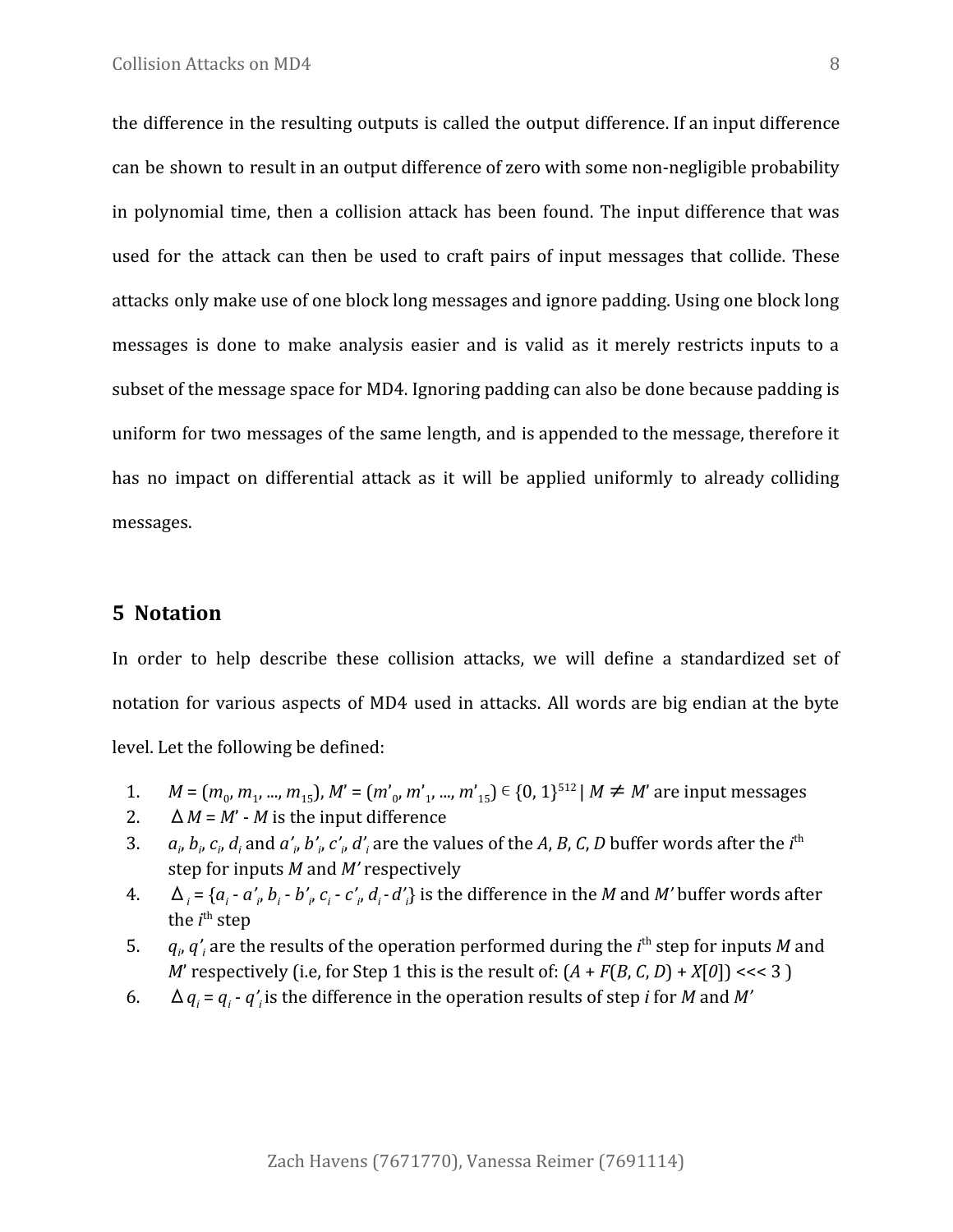the difference in the resulting outputs is called the output difference. If an input difference can be shown to result in an output difference of zero with some non-negligible probability in polynomial time, then a collision attack has been found. The input difference that was used for the attack can then be used to craft pairs of input messages that collide. These attacks only make use of one block long messages and ignore padding. Using one block long messages is done to make analysis easier and is valid as it merely restricts inputs to a subset of the message space for MD4. Ignoring padding can also be done because padding is uniform for two messages of the same length, and is appended to the message, therefore it has no impact on differential attack as it will be applied uniformly to already colliding messages.

## 5 Notation

In order to help describe these collision attacks, we will define a standardized set of notation for various aspects of MD4 used in attacks. All words are big endian at the byte level. Let the following be defined:

1. $M = (m_0, m_1, ..., m_{15})$, $M' = (m'_0, m'_1, ..., m'_{15}) \in \{0, 1\}^{512} \mid M \neq M'$ are input messages
2. $\Delta M = M' - M$ is the input difference
3. $a_i, b_i, c_i, d_i$ and $a'_i, b'_i, c'_i, d'_i$ are the values of the $A$, $B$, $C$, $D$ buffer words after the $i^{th}$ step for inputs $M$ and $M'$ respectively
4. $\Delta_i = \{a_i - a'_i, b_i - b'_i, c_i - c'_i, d_i - d'_i\}$ is the difference in the $M$ and $M'$ buffer words after the $i^{th}$ step
5. $q_i, q'_i$ are the results of the operation performed during the $i^{th}$ step for inputs $M$ and $M'$ respectively (i.e, for Step 1 this is the result of: $(A + F(B, C, D) + X[0]) \lll 3$ )
6. $\Delta q_i = q_i - q'_i$ is the difference in the operation results of step $i$ for $M$ and $M'$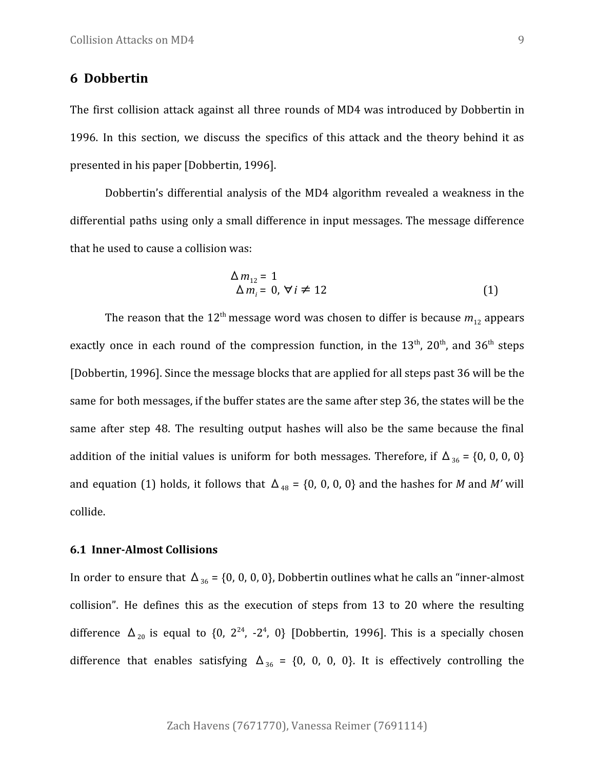## 6 Dobbertin

The first collision attack against all three rounds of MD4 was introduced by Dobbertin in 1996. In this section, we discuss the specifics of this attack and the theory behind it as presented in his paper [Dobbertin, 1996].

Dobbertin's differential analysis of the MD4 algorithm revealed a weakness in the differential paths using only a small difference in input messages. The message difference that he used to cause a collision was:

$$\begin{aligned} \Delta m_{12} &= 1 \\ \Delta m_i &= 0, \forall i \neq 12 \end{aligned} \qquad (1)$$

The reason that the 12[th] message word was chosen to differ is because $m_{12}$ appears exactly once in each round of the compression function, in the 13[th], 20[th], and 36[th] steps [Dobbertin, 1996]. Since the message blocks that are applied for all steps past 36 will be the same for both messages, if the buffer states are the same after step 36, the states will be the same after step 48. The resulting output hashes will also be the same because the final addition of the initial values is uniform for both messages. Therefore, if $\Delta_{36} = \{0, 0, 0, 0\}$ and equation (1) holds, it follows that $\Delta_{48} = \{0, 0, 0, 0\}$ and the hashes for $M$ and $M'$ will collide.

### 6.1 Inner-Almost Collisions

In order to ensure that $\Delta_{36} = \{0, 0, 0, 0\}$, Dobbertin outlines what he calls an "inner-almost collision". He defines this as the execution of steps from 13 to 20 where the resulting difference $\Delta_{20}$ is equal to $\{0, 2^{24}, -2^{4}, 0\}$ [Dobbertin, 1996]. This is a specially chosen difference that enables satisfying $\Delta_{36} = \{0, 0, 0, 0\}$. It is effectively controlling the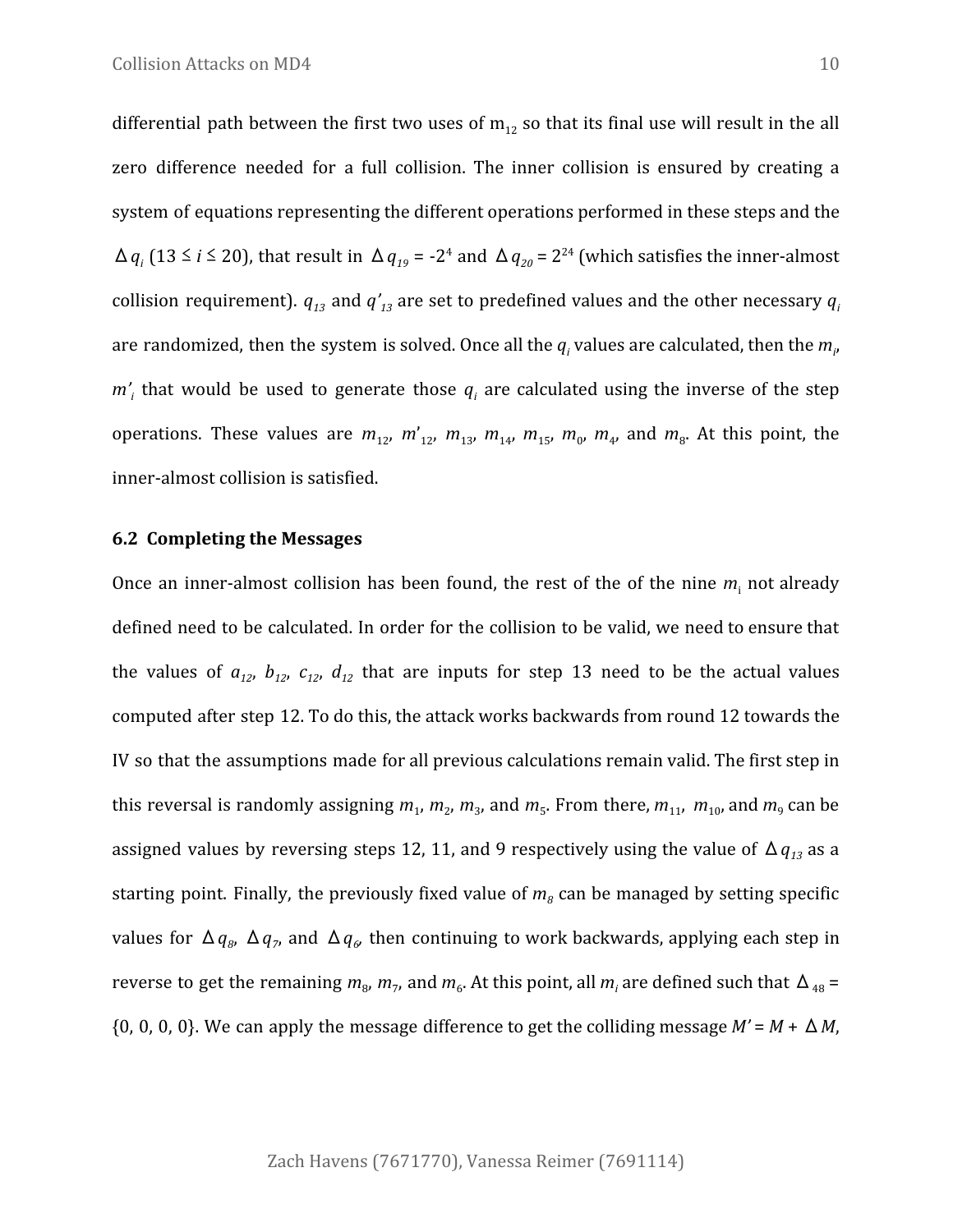differential path between the first two uses of $m_{12}$ so that its final use will result in the all zero difference needed for a full collision. The inner collision is ensured by creating a system of equations representing the different operations performed in these steps and the $\Delta q_i$ ($13 \leq i \leq 20$), that result in $\Delta q_{19} = -2^4$ and $\Delta q_{20} = 2^{24}$ (which satisfies the inner-almost collision requirement). $q_{13}$ and $q'_{13}$ are set to predefined values and the other necessary $q_i$ are randomized, then the system is solved. Once all the $q_i$ values are calculated, then the $m_i$, $m'_i$ that would be used to generate those $q_i$ are calculated using the inverse of the step operations. These values are $m_{12}$, $m'_{12}$, $m_{13}$, $m_{14}$, $m_{15}$, $m_0$, $m_4$, and $m_8$. At this point, the inner-almost collision is satisfied.

## 6.2 Completing the Messages

Once an inner-almost collision has been found, the rest of the of the nine $m_i$ not already defined need to be calculated. In order for the collision to be valid, we need to ensure that the values of $a_{12}$, $b_{12}$, $c_{12}$, $d_{12}$ that are inputs for step 13 need to be the actual values computed after step 12. To do this, the attack works backwards from round 12 towards the IV so that the assumptions made for all previous calculations remain valid. The first step in this reversal is randomly assigning $m_1$, $m_2$, $m_3$, and $m_5$. From there, $m_{11}$, $m_{10}$, and $m_9$ can be assigned values by reversing steps 12, 11, and 9 respectively using the value of $\Delta q_{13}$ as a starting point. Finally, the previously fixed value of $m_8$ can be managed by setting specific values for $\Delta q_8$, $\Delta q_7$, and $\Delta q_6$, then continuing to work backwards, applying each step in reverse to get the remaining $m_8$, $m_7$, and $m_6$. At this point, all $m_i$ are defined such that $\Delta_{48} = \{0, 0, 0, 0\}$. We can apply the message difference to get the colliding message $M' = M + \Delta M$,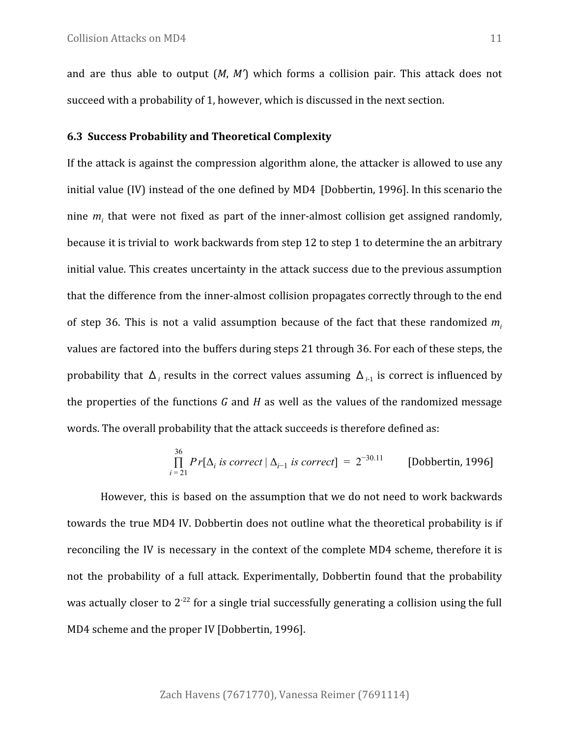and are thus able to output ($M$, $M'$) which forms a collision pair. This attack does not succeed with a probability of 1, however, which is discussed in the next section.

### 6.3 Success Probability and Theoretical Complexity

If the attack is against the compression algorithm alone, the attacker is allowed to use any initial value (IV) instead of the one defined by MD4 [Dobbertin, 1996]. In this scenario the nine $m_i$ that were not fixed as part of the inner-almost collision get assigned randomly, because it is trivial to work backwards from step 12 to step 1 to determine the an arbitrary initial value. This creates uncertainty in the attack success due to the previous assumption that the difference from the inner-almost collision propagates correctly through to the end of step 36. This is not a valid assumption because of the fact that these randomized $m_i$ values are factored into the buffers during steps 21 through 36. For each of these steps, the probability that $\Delta_i$ results in the correct values assuming $\Delta_{i-1}$ is correct is influenced by the properties of the functions $G$ and $H$ as well as the values of the randomized message words. The overall probability that the attack succeeds is therefore defined as:

$$\prod_{i=21}^{36} Pr[\Delta_i \text{ is correct} \mid \Delta_{i-1} \text{ is correct}] = 2^{-30.11} \qquad \text{[Dobbertin, 1996]}$$

However, this is based on the assumption that we do not need to work backwards towards the true MD4 IV. Dobbertin does not outline what the theoretical probability is if reconciling the IV is necessary in the context of the complete MD4 scheme, therefore it is not the probability of a full attack. Experimentally, Dobbertin found that the probability was actually closer to $2^{-22}$ for a single trial successfully generating a collision using the full MD4 scheme and the proper IV [Dobbertin, 1996].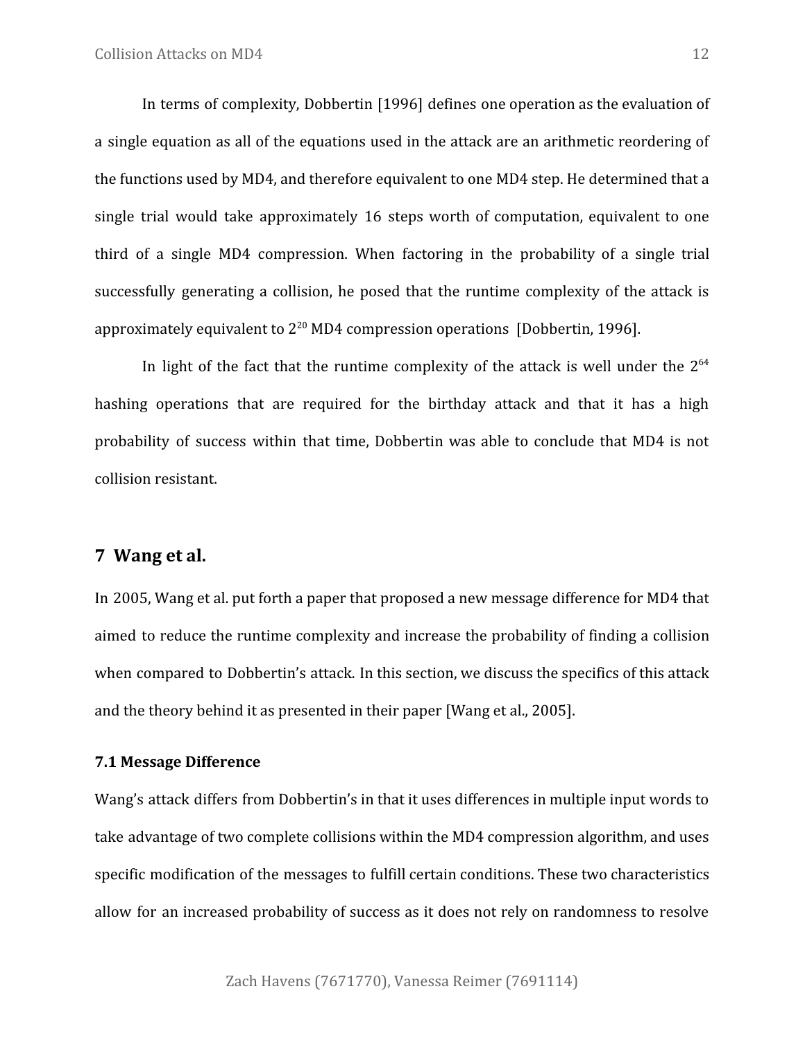In terms of complexity, Dobbertin [1996] defines one operation as the evaluation of a single equation as all of the equations used in the attack are an arithmetic reordering of the functions used by MD4, and therefore equivalent to one MD4 step. He determined that a single trial would take approximately 16 steps worth of computation, equivalent to one third of a single MD4 compression. When factoring in the probability of a single trial successfully generating a collision, he posed that the runtime complexity of the attack is approximately equivalent to $2^{20}$ MD4 compression operations [Dobbertin, 1996].

In light of the fact that the runtime complexity of the attack is well under the $2^{64}$ hashing operations that are required for the birthday attack and that it has a high probability of success within that time, Dobbertin was able to conclude that MD4 is not collision resistant.

## 7 Wang et al.

In 2005, Wang et al. put forth a paper that proposed a new message difference for MD4 that aimed to reduce the runtime complexity and increase the probability of finding a collision when compared to Dobbertin's attack. In this section, we discuss the specifics of this attack and the theory behind it as presented in their paper [Wang et al., 2005].

### 7.1 Message Difference

Wang's attack differs from Dobbertin's in that it uses differences in multiple input words to take advantage of two complete collisions within the MD4 compression algorithm, and uses specific modification of the messages to fulfill certain conditions. These two characteristics allow for an increased probability of success as it does not rely on randomness to resolve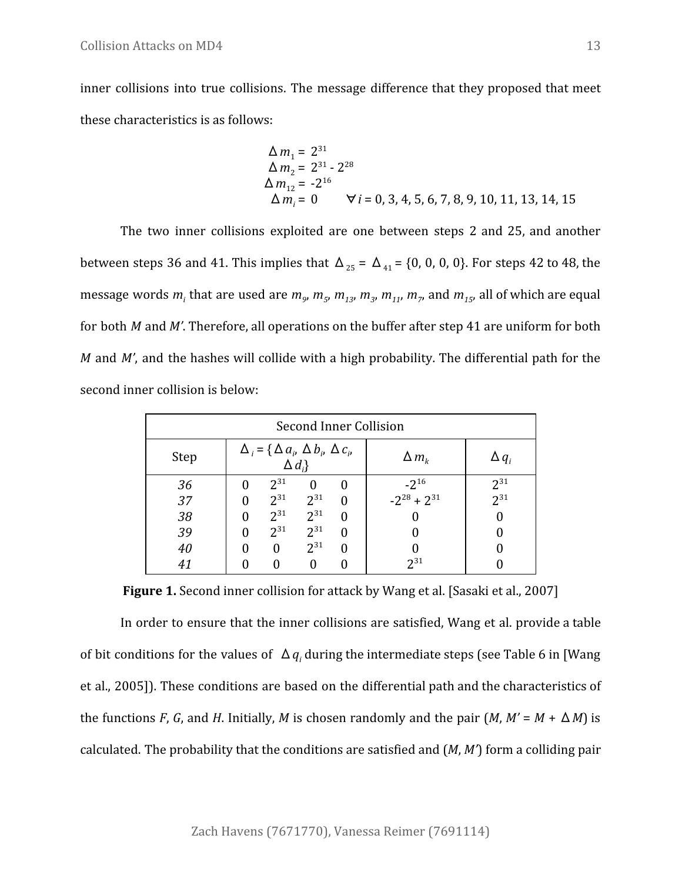inner collisions into true collisions. The message difference that they proposed that meet these characteristics is as follows:

$$
\begin{aligned}
\Delta m_1 &= 2^{31} \\
\Delta m_2 &= 2^{31} - 2^{28} \\
\Delta m_{12} &= -2^{16} \\
\Delta m_i &= 0 \qquad \forall i = 0, 3, 4, 5, 6, 7, 8, 9, 10, 11, 13, 14, 15
\end{aligned}
$$

The two inner collisions exploited are one between steps 2 and 25, and another between steps 36 and 41. This implies that $\Delta_{25} = \Delta_{41} = \{0, 0, 0, 0\}$. For steps 42 to 48, the message words $m_i$ that are used are $m_9$, $m_5$, $m_{13}$, $m_3$, $m_{11}$, $m_7$, and $m_{15}$, all of which are equal for both *M* and *M'*. Therefore, all operations on the buffer after step 41 are uniform for both *M* and *M'*, and the hashes will collide with a high probability. The differential path for the second inner collision is below:

| Second Inner Collision | | | | | | |
|---|---|---|---|---|---|---|
| Step | $\Delta_i = \{\Delta a_i, \Delta b_i, \Delta c_i, \Delta d_i\}$ | | | | $\Delta m_k$ | $\Delta q_i$ |
| *36* | 0 | $2^{31}$ | 0 | 0 | $-2^{16}$ | $2^{31}$ |
| *37* | 0 | $2^{31}$ | $2^{31}$ | 0 | $-2^{28} + 2^{31}$ | $2^{31}$ |
| *38* | 0 | $2^{31}$ | $2^{31}$ | 0 | 0 | 0 |
| *39* | 0 | $2^{31}$ | $2^{31}$ | 0 | 0 | 0 |
| *40* | 0 | 0 | $2^{31}$ | 0 | 0 | 0 |
| *41* | 0 | 0 | 0 | 0 | $2^{31}$ | 0 |

**Figure 1.** Second inner collision for attack by Wang et al. [Sasaki et al., 2007]

In order to ensure that the inner collisions are satisfied, Wang et al. provide a table of bit conditions for the values of $\Delta q_i$ during the intermediate steps (see Table 6 in [Wang et al., 2005]). These conditions are based on the differential path and the characteristics of the functions *F*, *G*, and *H*. Initially, *M* is chosen randomly and the pair (*M*, $M' = M + \Delta M$) is calculated. The probability that the conditions are satisfied and (*M*, *M'*) form a colliding pair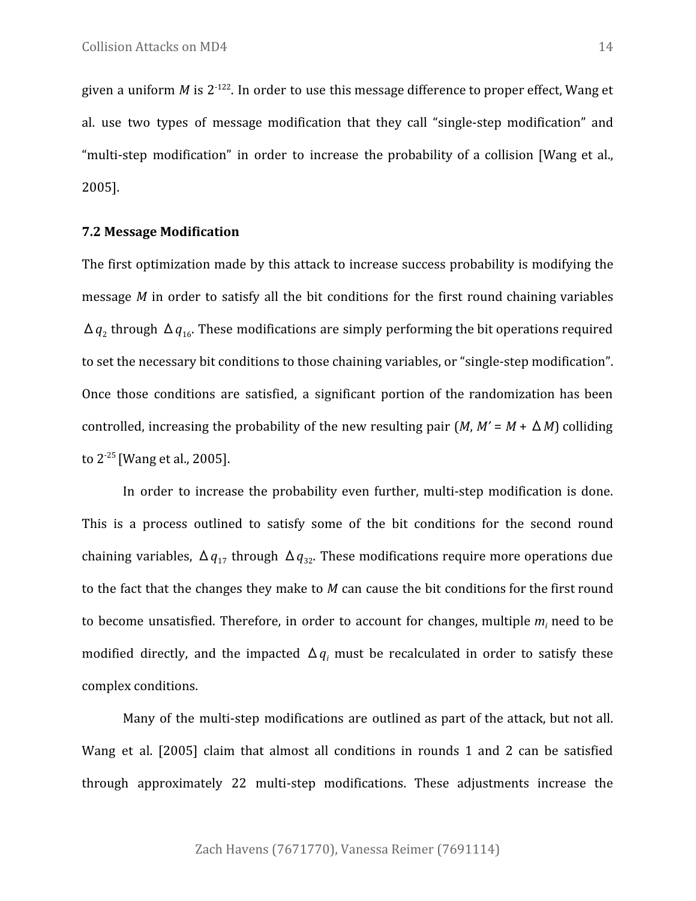given a uniform $M$ is $2^{-122}$. In order to use this message difference to proper effect, Wang et al. use two types of message modification that they call "single-step modification" and "multi-step modification" in order to increase the probability of a collision [Wang et al., 2005].

### 7.2 Message Modification

The first optimization made by this attack to increase success probability is modifying the message $M$ in order to satisfy all the bit conditions for the first round chaining variables $\Delta q_2$ through $\Delta q_{16}$. These modifications are simply performing the bit operations required to set the necessary bit conditions to those chaining variables, or "single-step modification". Once those conditions are satisfied, a significant portion of the randomization has been controlled, increasing the probability of the new resulting pair ($M$, $M' = M + \Delta M$) colliding to $2^{-25}$ [Wang et al., 2005].

In order to increase the probability even further, multi-step modification is done. This is a process outlined to satisfy some of the bit conditions for the second round chaining variables, $\Delta q_{17}$ through $\Delta q_{32}$. These modifications require more operations due to the fact that the changes they make to $M$ can cause the bit conditions for the first round to become unsatisfied. Therefore, in order to account for changes, multiple $m_i$ need to be modified directly, and the impacted $\Delta q_i$ must be recalculated in order to satisfy these complex conditions.

Many of the multi-step modifications are outlined as part of the attack, but not all. Wang et al. [2005] claim that almost all conditions in rounds 1 and 2 can be satisfied through approximately 22 multi-step modifications. These adjustments increase the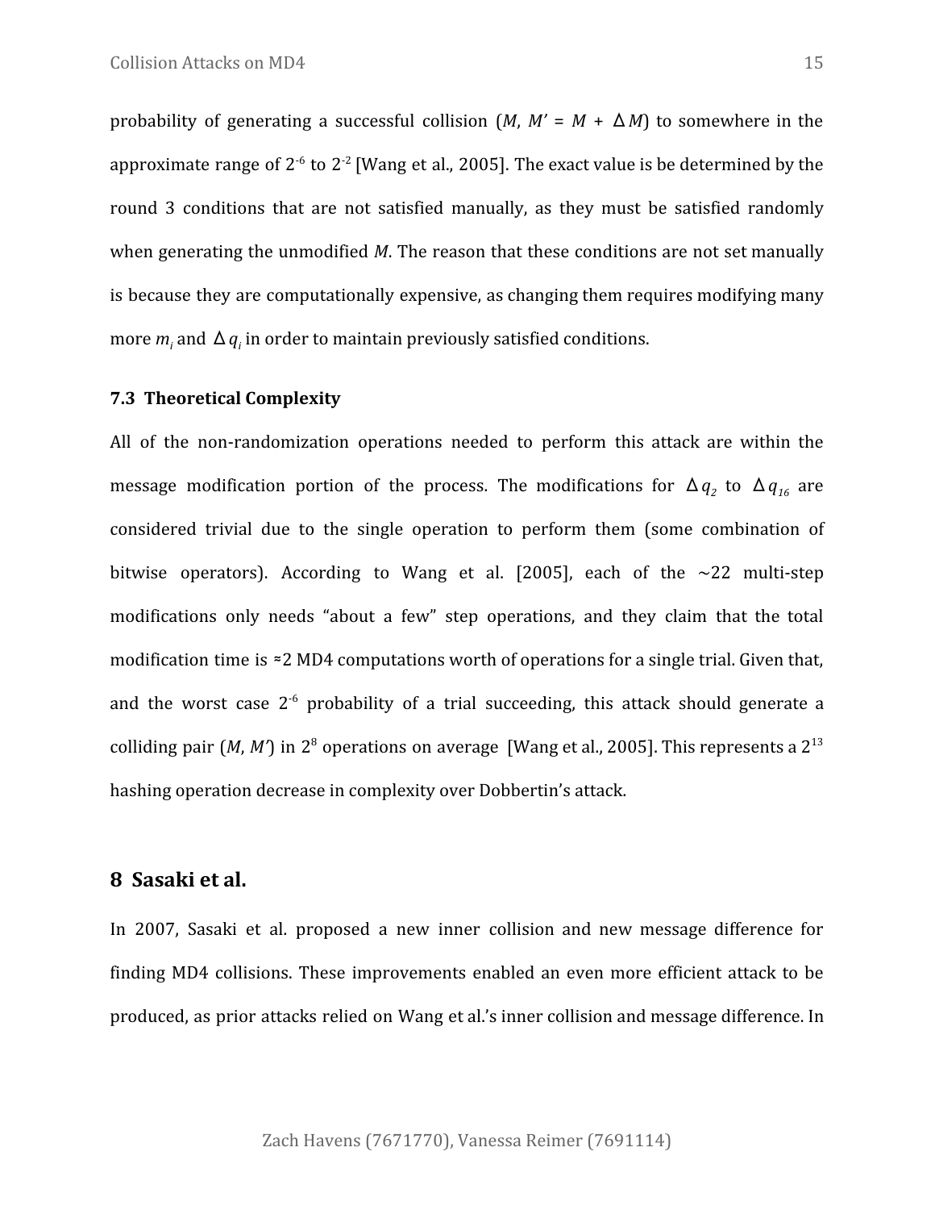probability of generating a successful collision ($M$, $M' = M + \Delta M$) to somewhere in the approximate range of $2^{-6}$ to $2^{-2}$ [Wang et al., 2005]. The exact value is be determined by the round 3 conditions that are not satisfied manually, as they must be satisfied randomly when generating the unmodified $M$. The reason that these conditions are not set manually is because they are computationally expensive, as changing them requires modifying many more $m_i$ and $\Delta q_i$ in order to maintain previously satisfied conditions.

### 7.3 Theoretical Complexity

All of the non-randomization operations needed to perform this attack are within the message modification portion of the process. The modifications for $\Delta q_2$ to $\Delta q_{16}$ are considered trivial due to the single operation to perform them (some combination of bitwise operators). According to Wang et al. [2005], each of the ~22 multi-step modifications only needs "about a few" step operations, and they claim that the total modification time is ≈2 MD4 computations worth of operations for a single trial. Given that, and the worst case $2^{-6}$ probability of a trial succeeding, this attack should generate a colliding pair ($M$, $M'$) in $2^8$ operations on average [Wang et al., 2005]. This represents a $2^{13}$ hashing operation decrease in complexity over Dobbertin's attack.

## 8 Sasaki et al.

In 2007, Sasaki et al. proposed a new inner collision and new message difference for finding MD4 collisions. These improvements enabled an even more efficient attack to be produced, as prior attacks relied on Wang et al.'s inner collision and message difference. In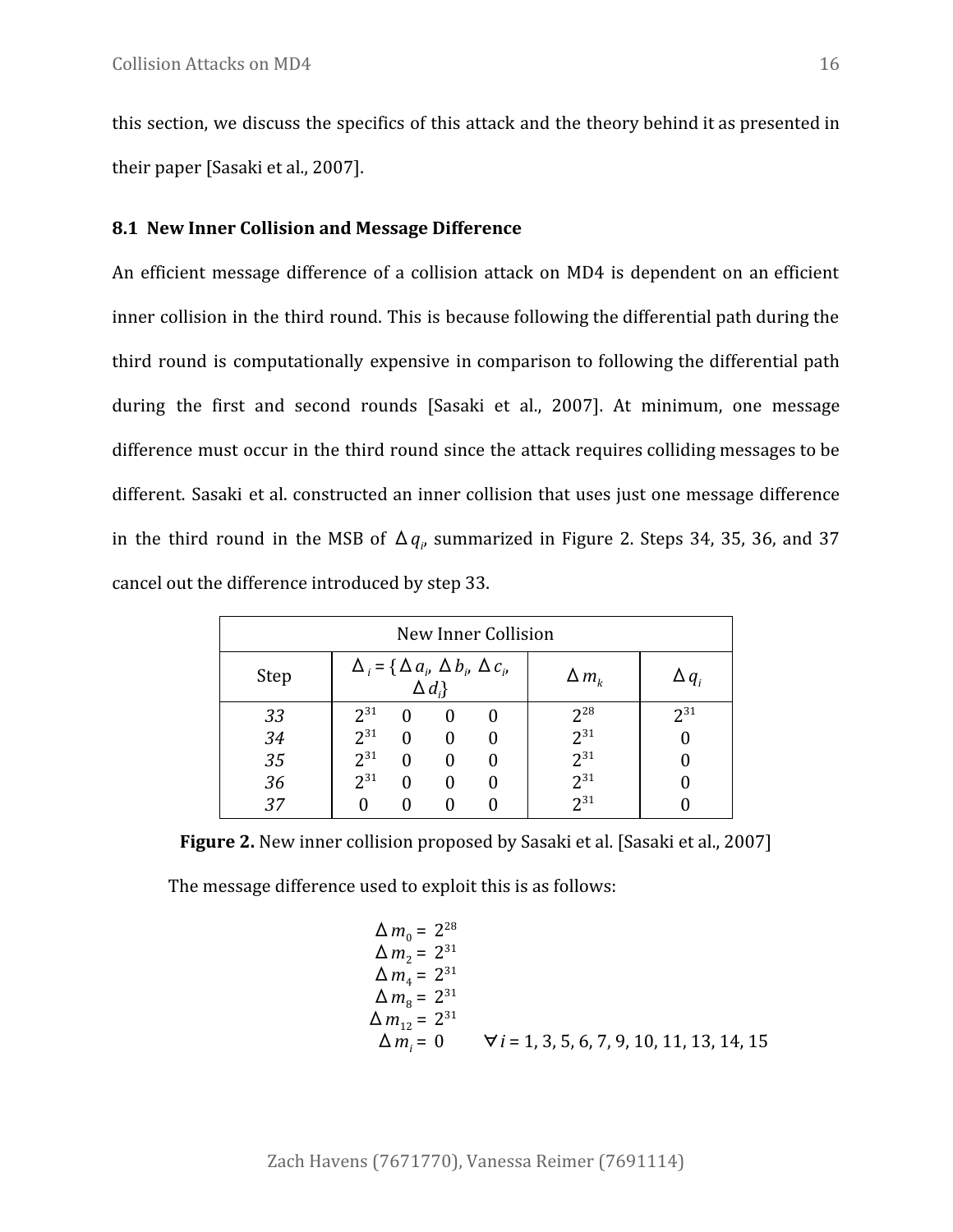this section, we discuss the specifics of this attack and the theory behind it as presented in their paper [Sasaki et al., 2007].

## 8.1 New Inner Collision and Message Difference

An efficient message difference of a collision attack on MD4 is dependent on an efficient inner collision in the third round. This is because following the differential path during the third round is computationally expensive in comparison to following the differential path during the first and second rounds [Sasaki et al., 2007]. At minimum, one message difference must occur in the third round since the attack requires colliding messages to be different. Sasaki et al. constructed an inner collision that uses just one message difference in the third round in the MSB of $\Delta q_i$, summarized in Figure 2. Steps 34, 35, 36, and 37 cancel out the difference introduced by step 33.

| New Inner Collision | | | |
|---|---|---|---|
| Step | $\Delta_i = \{\Delta a_i, \Delta b_i, \Delta c_i, \Delta d_i\}$ | $\Delta m_k$ | $\Delta q_i$ |
| *33* | $2^{31}$ 0 0 0 | $2^{28}$ | $2^{31}$ |
| *34* | $2^{31}$ 0 0 0 | $2^{31}$ | 0 |
| *35* | $2^{31}$ 0 0 0 | $2^{31}$ | 0 |
| *36* | $2^{31}$ 0 0 0 | $2^{31}$ | 0 |
| *37* | 0 0 0 0 | $2^{31}$ | 0 |

**Figure 2.** New inner collision proposed by Sasaki et al. [Sasaki et al., 2007]

The message difference used to exploit this is as follows:

$$
\begin{aligned}
\Delta m_0 &= 2^{28} \\
\Delta m_2 &= 2^{31} \\
\Delta m_4 &= 2^{31} \\
\Delta m_8 &= 2^{31} \\
\Delta m_{12} &= 2^{31} \\
\Delta m_i &= 0 \qquad \forall i = 1, 3, 5, 6, 7, 9, 10, 11, 13, 14, 15
\end{aligned}
$$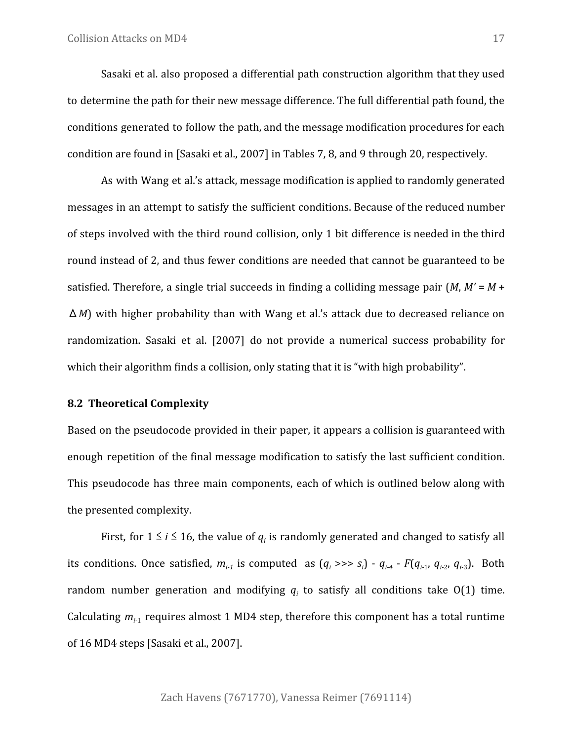Sasaki et al. also proposed a differential path construction algorithm that they used to determine the path for their new message difference. The full differential path found, the conditions generated to follow the path, and the message modification procedures for each condition are found in [Sasaki et al., 2007] in Tables 7, 8, and 9 through 20, respectively.

As with Wang et al.'s attack, message modification is applied to randomly generated messages in an attempt to satisfy the sufficient conditions. Because of the reduced number of steps involved with the third round collision, only 1 bit difference is needed in the third round instead of 2, and thus fewer conditions are needed that cannot be guaranteed to be satisfied. Therefore, a single trial succeeds in finding a colliding message pair ($M$, $M' = M + \Delta M$) with higher probability than with Wang et al.'s attack due to decreased reliance on randomization. Sasaki et al. [2007] do not provide a numerical success probability for which their algorithm finds a collision, only stating that it is "with high probability".

## 8.2 Theoretical Complexity

Based on the pseudocode provided in their paper, it appears a collision is guaranteed with enough repetition of the final message modification to satisfy the last sufficient condition. This pseudocode has three main components, each of which is outlined below along with the presented complexity.

First, for $1 \leq i \leq 16$, the value of $q_i$ is randomly generated and changed to satisfy all its conditions. Once satisfied, $m_{i-1}$ is computed as ($q_i >>> s_i$) - $q_{i-4}$ - $F(q_{i-1}, q_{i-2}, q_{i-3})$. Both random number generation and modifying $q_i$ to satisfy all conditions take O(1) time. Calculating $m_{i-1}$ requires almost 1 MD4 step, therefore this component has a total runtime of 16 MD4 steps [Sasaki et al., 2007].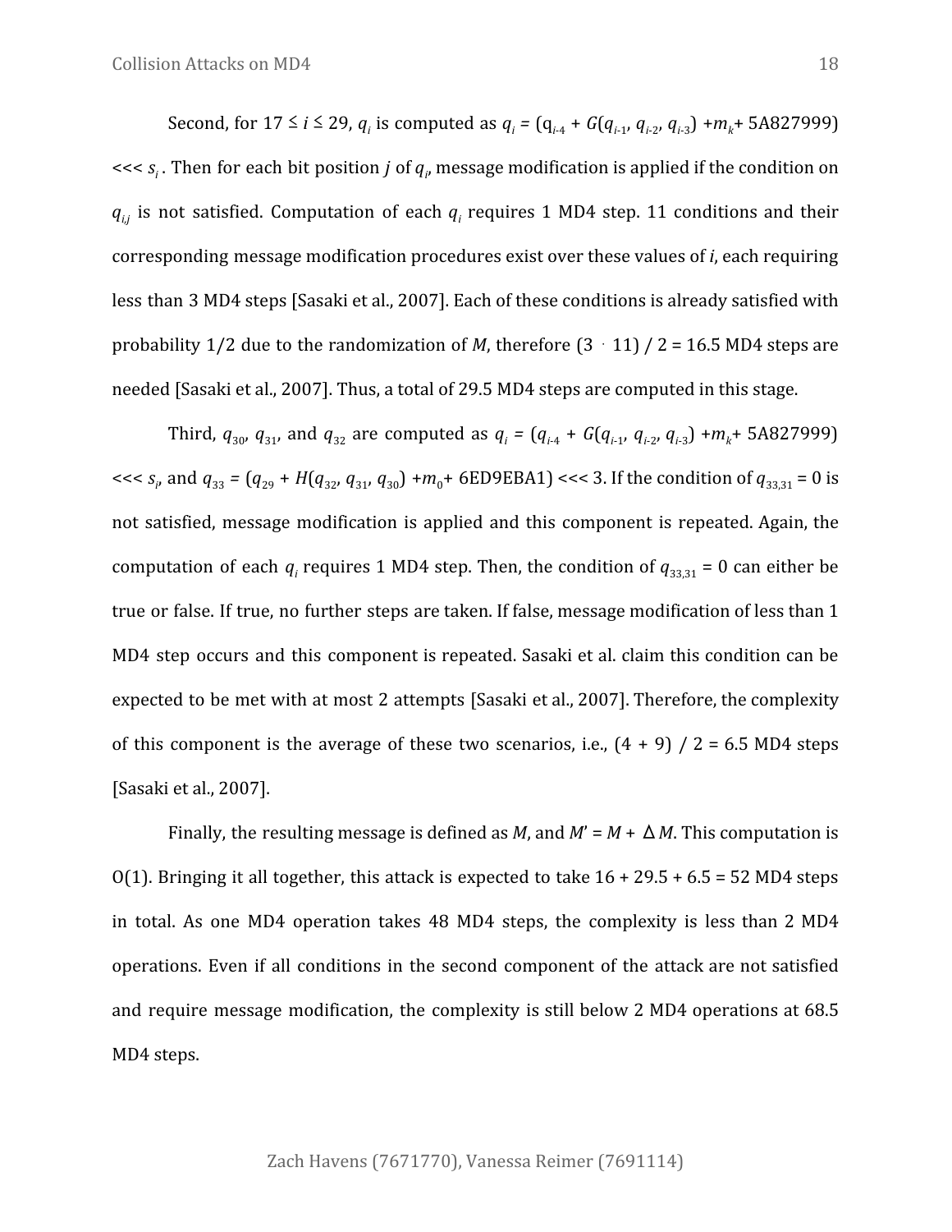Second, for $17 \leq i \leq 29$, $q_i$ is computed as $q_i = (q_{i-4} + G(q_{i-1}, q_{i-2}, q_{i-3}) + m_k + \text{5A827999}) \lll s_i$. Then for each bit position $j$ of $q_i$, message modification is applied if the condition on $q_{i,j}$ is not satisfied. Computation of each $q_i$ requires 1 MD4 step. 11 conditions and their corresponding message modification procedures exist over these values of $i$, each requiring less than 3 MD4 steps [Sasaki et al., 2007]. Each of these conditions is already satisfied with probability 1/2 due to the randomization of $M$, therefore $(3 \cdot 11) / 2 = 16.5$ MD4 steps are needed [Sasaki et al., 2007]. Thus, a total of 29.5 MD4 steps are computed in this stage.

Third, $q_{30}$, $q_{31}$, and $q_{32}$ are computed as $q_i = (q_{i-4} + G(q_{i-1}, q_{i-2}, q_{i-3}) + m_k + \text{5A827999}) \lll s_i$, and $q_{33} = (q_{29} + H(q_{32}, q_{31}, q_{30}) + m_0 + \text{6ED9EBA1}) \lll 3$. If the condition of $q_{33,31} = 0$ is not satisfied, message modification is applied and this component is repeated. Again, the computation of each $q_i$ requires 1 MD4 step. Then, the condition of $q_{33,31} = 0$ can either be true or false. If true, no further steps are taken. If false, message modification of less than 1 MD4 step occurs and this component is repeated. Sasaki et al. claim this condition can be expected to be met with at most 2 attempts [Sasaki et al., 2007]. Therefore, the complexity of this component is the average of these two scenarios, i.e., $(4 + 9) / 2 = 6.5$ MD4 steps [Sasaki et al., 2007].

Finally, the resulting message is defined as $M$, and $M' = M + \Delta M$. This computation is O(1). Bringing it all together, this attack is expected to take $16 + 29.5 + 6.5 = 52$ MD4 steps in total. As one MD4 operation takes 48 MD4 steps, the complexity is less than 2 MD4 operations. Even if all conditions in the second component of the attack are not satisfied and require message modification, the complexity is still below 2 MD4 operations at 68.5 MD4 steps.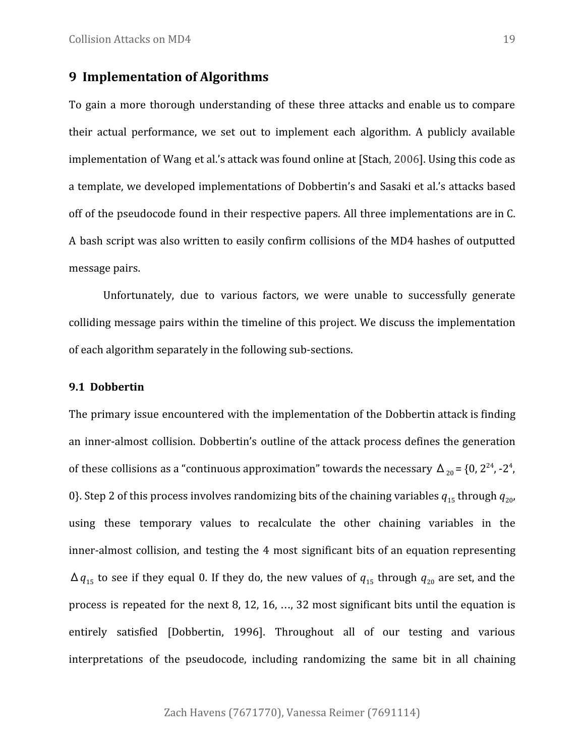## 9 Implementation of Algorithms

To gain a more thorough understanding of these three attacks and enable us to compare their actual performance, we set out to implement each algorithm. A publicly available implementation of Wang et al.'s attack was found online at [Stach, 2006]. Using this code as a template, we developed implementations of Dobbertin's and Sasaki et al.'s attacks based off of the pseudocode found in their respective papers. All three implementations are in C. A bash script was also written to easily confirm collisions of the MD4 hashes of outputted message pairs.

Unfortunately, due to various factors, we were unable to successfully generate colliding message pairs within the timeline of this project. We discuss the implementation of each algorithm separately in the following sub-sections.

### 9.1 Dobbertin

The primary issue encountered with the implementation of the Dobbertin attack is finding an inner-almost collision. Dobbertin's outline of the attack process defines the generation of these collisions as a "continuous approximation" towards the necessary $\Delta_{20} = \{0, 2^{24}, -2^{4}, 0\}$. Step 2 of this process involves randomizing bits of the chaining variables $q_{15}$ through $q_{20}$, using these temporary values to recalculate the other chaining variables in the inner-almost collision, and testing the 4 most significant bits of an equation representing $\Delta q_{15}$ to see if they equal 0. If they do, the new values of $q_{15}$ through $q_{20}$ are set, and the process is repeated for the next 8, 12, 16, …, 32 most significant bits until the equation is entirely satisfied [Dobbertin, 1996]. Throughout all of our testing and various interpretations of the pseudocode, including randomizing the same bit in all chaining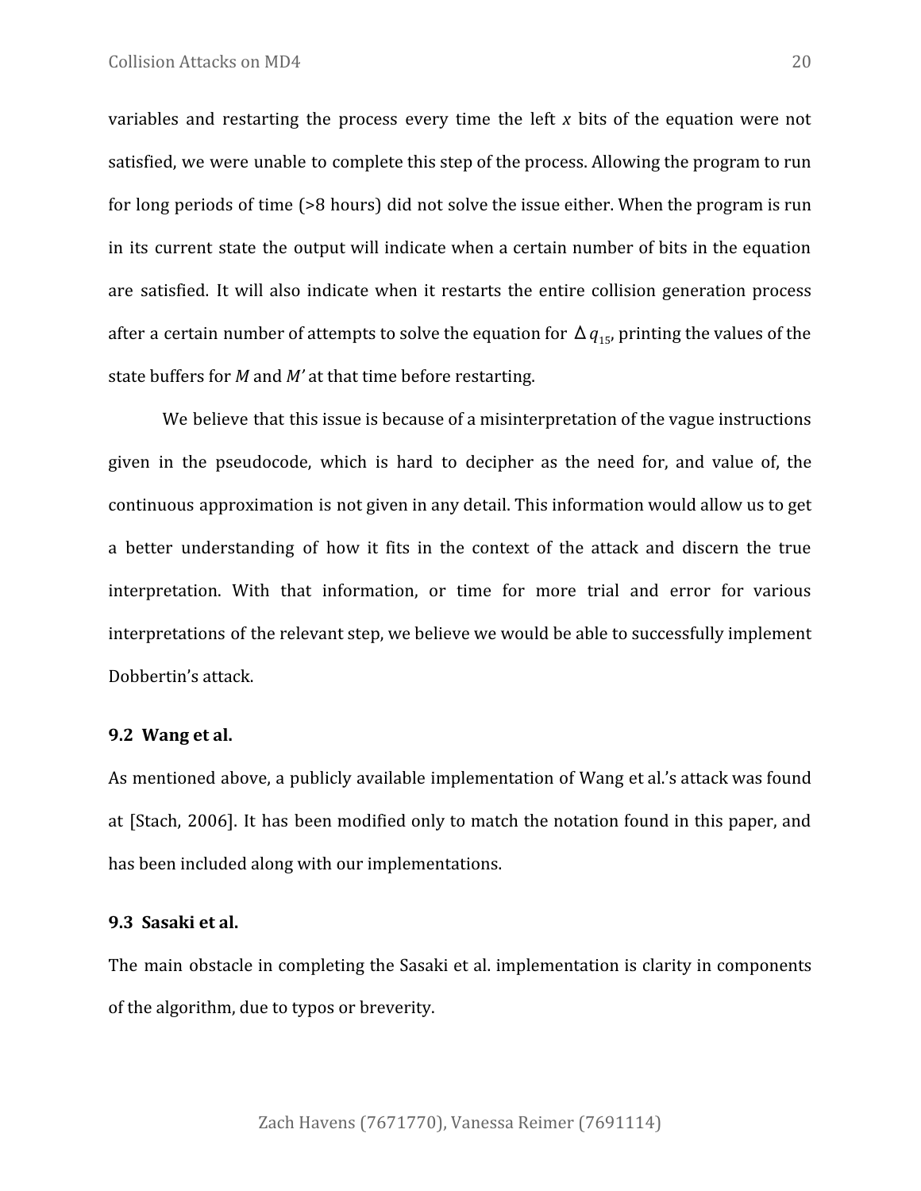variables and restarting the process every time the left *x* bits of the equation were not satisfied, we were unable to complete this step of the process. Allowing the program to run for long periods of time (>8 hours) did not solve the issue either. When the program is run in its current state the output will indicate when a certain number of bits in the equation are satisfied. It will also indicate when it restarts the entire collision generation process after a certain number of attempts to solve the equation for $\Delta q_{15}$, printing the values of the state buffers for *M* and *M'* at that time before restarting.

We believe that this issue is because of a misinterpretation of the vague instructions given in the pseudocode, which is hard to decipher as the need for, and value of, the continuous approximation is not given in any detail. This information would allow us to get a better understanding of how it fits in the context of the attack and discern the true interpretation. With that information, or time for more trial and error for various interpretations of the relevant step, we believe we would be able to successfully implement Dobbertin's attack.

### 9.2 Wang et al.

As mentioned above, a publicly available implementation of Wang et al.'s attack was found at [Stach, 2006]. It has been modified only to match the notation found in this paper, and has been included along with our implementations.

### 9.3 Sasaki et al.

The main obstacle in completing the Sasaki et al. implementation is clarity in components of the algorithm, due to typos or brevity.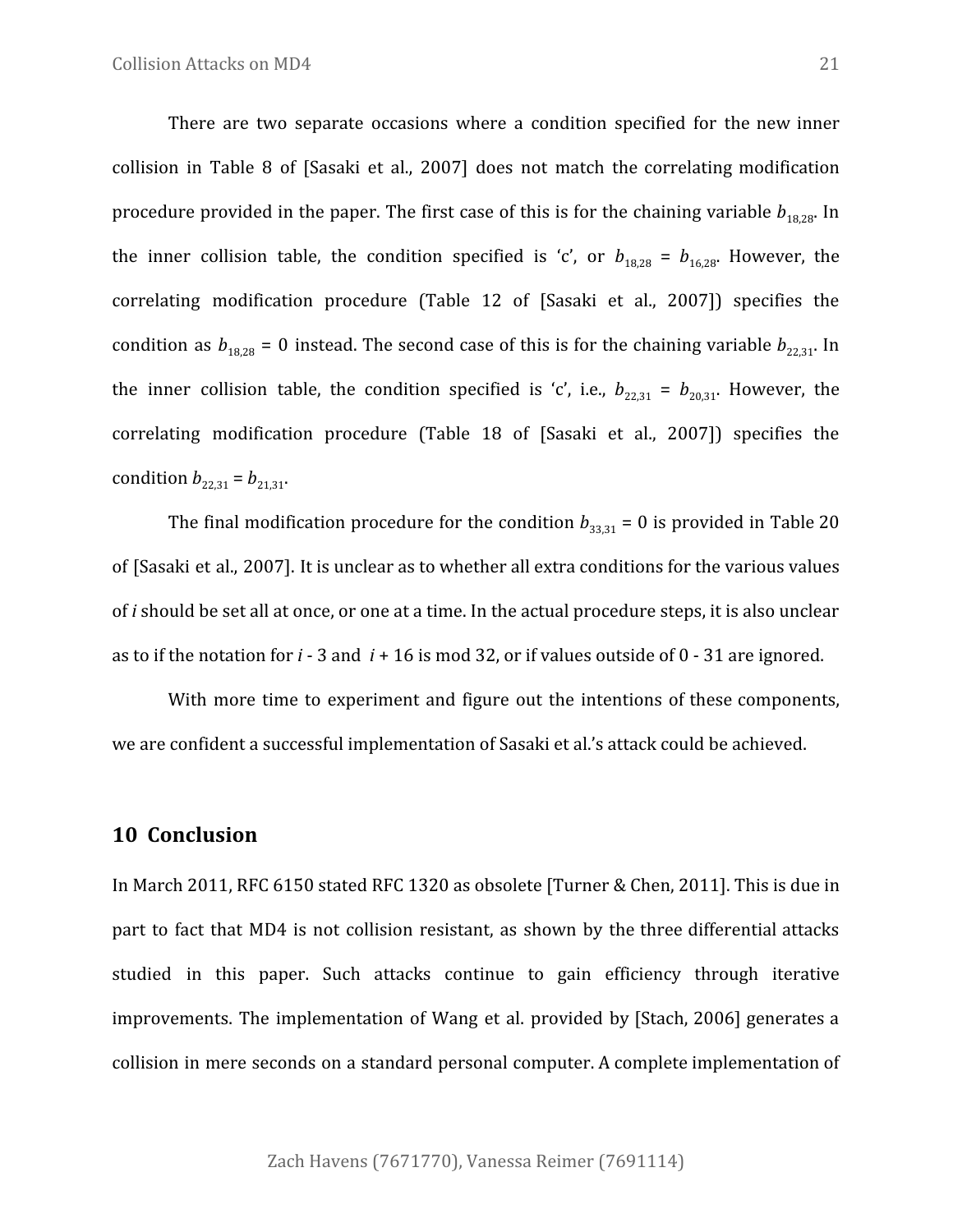There are two separate occasions where a condition specified for the new inner collision in Table 8 of [Sasaki et al., 2007] does not match the correlating modification procedure provided in the paper. The first case of this is for the chaining variable $b_{18,28}$. In the inner collision table, the condition specified is 'c', or $b_{18,28} = b_{16,28}$. However, the correlating modification procedure (Table 12 of [Sasaki et al., 2007]) specifies the condition as $b_{18,28} = 0$ instead. The second case of this is for the chaining variable $b_{22,31}$. In the inner collision table, the condition specified is 'c', i.e., $b_{22,31} = b_{20,31}$. However, the correlating modification procedure (Table 18 of [Sasaki et al., 2007]) specifies the condition $b_{22,31} = b_{21,31}$.

The final modification procedure for the condition $b_{33,31} = 0$ is provided in Table 20 of [Sasaki et al., 2007]. It is unclear as to whether all extra conditions for the various values of $i$ should be set all at once, or one at a time. In the actual procedure steps, it is also unclear as to if the notation for $i$ - 3 and $i$ + 16 is mod 32, or if values outside of 0 - 31 are ignored.

With more time to experiment and figure out the intentions of these components, we are confident a successful implementation of Sasaki et al.'s attack could be achieved.

## 10 Conclusion

In March 2011, RFC 6150 stated RFC 1320 as obsolete [Turner & Chen, 2011]. This is due in part to fact that MD4 is not collision resistant, as shown by the three differential attacks studied in this paper. Such attacks continue to gain efficiency through iterative improvements. The implementation of Wang et al. provided by [Stach, 2006] generates a collision in mere seconds on a standard personal computer. A complete implementation of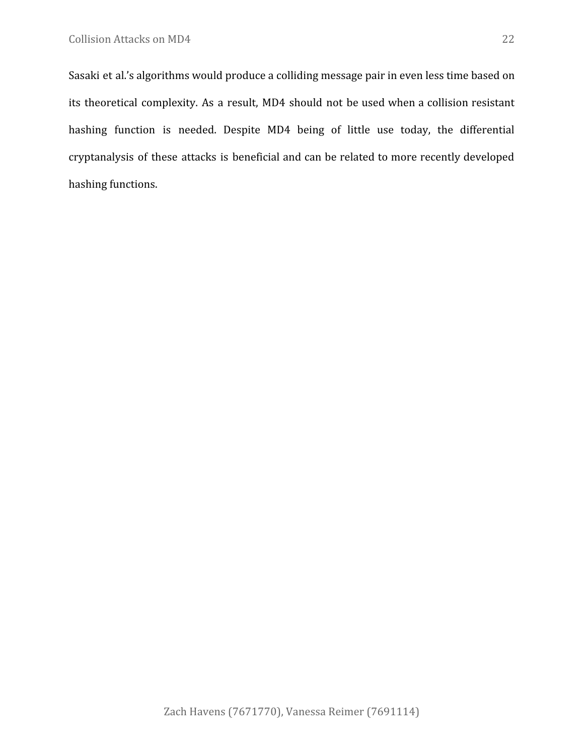Sasaki et al.'s algorithms would produce a colliding message pair in even less time based on its theoretical complexity. As a result, MD4 should not be used when a collision resistant hashing function is needed. Despite MD4 being of little use today, the differential cryptanalysis of these attacks is beneficial and can be related to more recently developed hashing functions.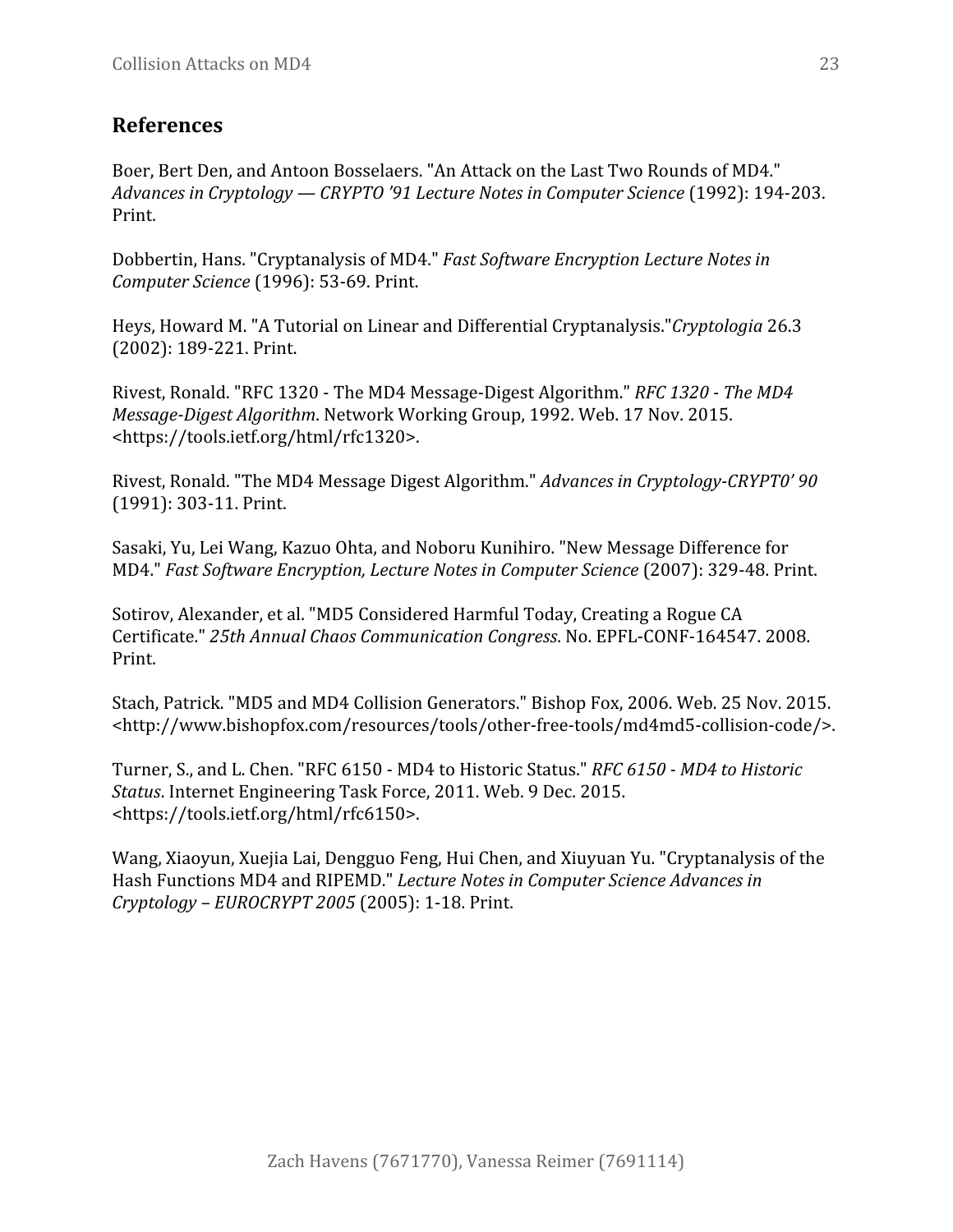## References

Boer, Bert Den, and Antoon Bosselaers. "An Attack on the Last Two Rounds of MD4." *Advances in Cryptology — CRYPTO '91 Lecture Notes in Computer Science* (1992): 194-203. Print.

Dobbertin, Hans. "Cryptanalysis of MD4." *Fast Software Encryption Lecture Notes in Computer Science* (1996): 53-69. Print.

Heys, Howard M. "A Tutorial on Linear and Differential Cryptanalysis."*Cryptologia* 26.3 (2002): 189-221. Print.

Rivest, Ronald. "RFC 1320 - The MD4 Message-Digest Algorithm." *RFC 1320 - The MD4 Message-Digest Algorithm*. Network Working Group, 1992. Web. 17 Nov. 2015. <https://tools.ietf.org/html/rfc1320>.

Rivest, Ronald. "The MD4 Message Digest Algorithm." *Advances in Cryptology-CRYPT0' 90* (1991): 303-11. Print.

Sasaki, Yu, Lei Wang, Kazuo Ohta, and Noboru Kunihiro. "New Message Difference for MD4." *Fast Software Encryption, Lecture Notes in Computer Science* (2007): 329-48. Print.

Sotirov, Alexander, et al. "MD5 Considered Harmful Today, Creating a Rogue CA Certificate." *25th Annual Chaos Communication Congress*. No. EPFL-CONF-164547. 2008. Print.

Stach, Patrick. "MD5 and MD4 Collision Generators." Bishop Fox, 2006. Web. 25 Nov. 2015. <http://www.bishopfox.com/resources/tools/other-free-tools/md4md5-collision-code/>.

Turner, S., and L. Chen. "RFC 6150 - MD4 to Historic Status." *RFC 6150 - MD4 to Historic Status*. Internet Engineering Task Force, 2011. Web. 9 Dec. 2015. <https://tools.ietf.org/html/rfc6150>.

Wang, Xiaoyun, Xuejia Lai, Dengguo Feng, Hui Chen, and Xiuyuan Yu. "Cryptanalysis of the Hash Functions MD4 and RIPEMD." *Lecture Notes in Computer Science Advances in Cryptology – EUROCRYPT 2005* (2005): 1-18. Print.